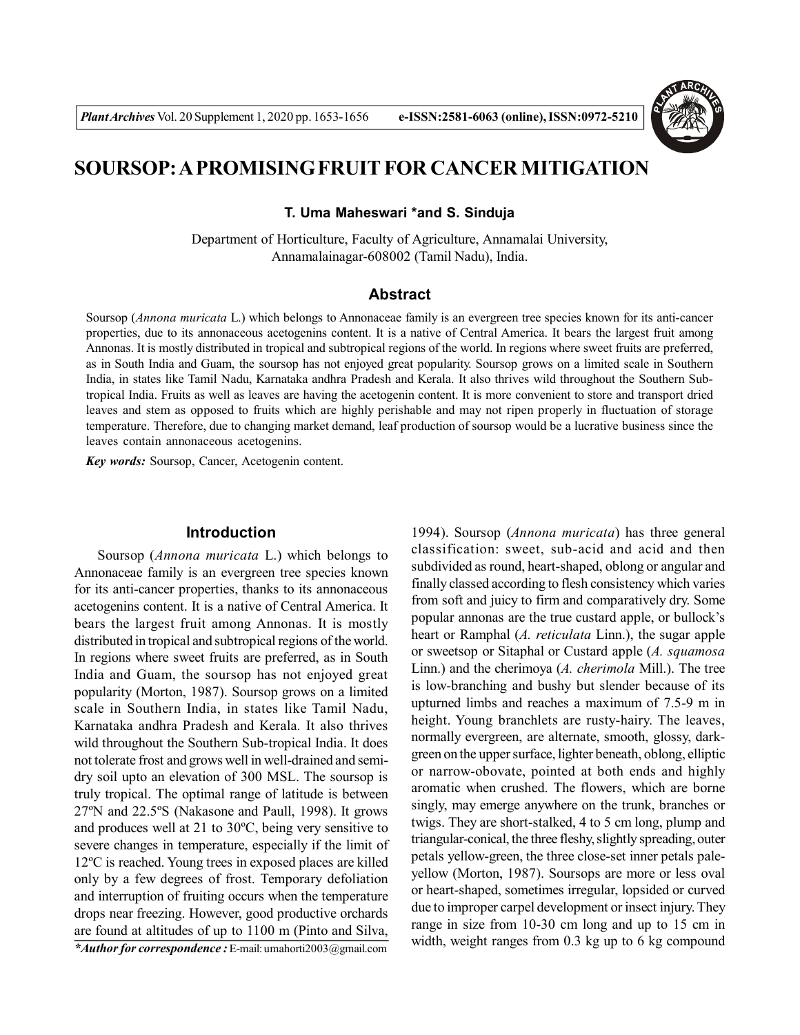# SOURSOP: A PROMISING FRUIT FOR CANCER MITIGATION

**T. Uma Maheswari \*and S. Sinduja**

Department of Horticulture, Faculty of Agriculture, Annamalai University, Annamalainagar-608002 (Tamil Nadu), India.

## Abstract

Soursop (*Annona muricata* L.) which belongs to Annonaceae family is an evergreen tree species known for its anti-cancer properties, due to its annonaceous acetogenins content. It is a native of Central America. It bears the largest fruit among Annonas. It is mostly distributed in tropical and subtropical regions of the world. In regions where sweet fruits are preferred, as in South India and Guam, the soursop has not enjoyed great popularity. Soursop grows on a limited scale in Southern India, in states like Tamil Nadu, Karnataka andhra Pradesh and Kerala. It also thrives wild throughout the Southern Sub-tropical India. Fruits as well as leaves are having the acetogenin content. It is more convenient to store and transport dried leaves and stem as opposed to fruits which are highly perishable and may not ripen properly in fluctuation of storage temperature. Therefore, due to changing market demand, leaf production of soursop would be a lucrative business since the leaves contain annonaceous acetogenins.

***Key words:*** Soursop, Cancer, Acetogenin content.

## Introduction

Soursop (*Annona muricata* L.) which belongs to Annonaceae family is an evergreen tree species known for its anti-cancer properties, thanks to its annonaceous acetogenins content. It is a native of Central America. It bears the largest fruit among Annonas. It is mostly distributed in tropical and subtropical regions of the world. In regions where sweet fruits are preferred, as in South India and Guam, the soursop has not enjoyed great popularity (Morton, 1987). Soursop grows on a limited scale in Southern India, in states like Tamil Nadu, Karnataka andhra Pradesh and Kerala. It also thrives wild throughout the Southern Sub-tropical India. It does not tolerate frost and grows well in well-drained and semi-dry soil upto an elevation of 300 MSL. The soursop is truly tropical. The optimal range of latitude is between 27ºN and 22.5ºS (Nakasone and Paull, 1998). It grows and produces well at 21 to 30ºC, being very sensitive to severe changes in temperature, especially if the limit of 12ºC is reached. Young trees in exposed places are killed only by a few degrees of frost. Temporary defoliation and interruption of fruiting occurs when the temperature drops near freezing. However, good productive orchards are found at altitudes of up to 1100 m (Pinto and Silva, 1994). Soursop (*Annona muricata*) has three general classification: sweet, sub-acid and acid and then subdivided as round, heart-shaped, oblong or angular and finally classed according to flesh consistency which varies from soft and juicy to firm and comparatively dry. Some popular annonas are the true custard apple, or bullock's heart or Ramphal (*A. reticulata* Linn.), the sugar apple or sweetsop or Sitaphal or Custard apple (*A. squamosa* Linn.) and the cherimoya (*A. cherimola* Mill.). The tree is low-branching and bushy but slender because of its upturned limbs and reaches a maximum of 7.5-9 m in height. Young branchlets are rusty-hairy. The leaves, normally evergreen, are alternate, smooth, glossy, dark-green on the upper surface, lighter beneath, oblong, elliptic or narrow-obovate, pointed at both ends and highly aromatic when crushed. The flowers, which are borne singly, may emerge anywhere on the trunk, branches or twigs. They are short-stalked, 4 to 5 cm long, plump and triangular-conical, the three fleshy, slightly spreading, outer petals yellow-green, the three close-set inner petals pale-yellow (Morton, 1987). Soursops are more or less oval or heart-shaped, sometimes irregular, lopsided or curved due to improper carpel development or insect injury. They range in size from 10-30 cm long and up to 15 cm in width, weight ranges from 0.3 kg up to 6 kg compound

***\*Author for correspondence :*** E-mail: umahorti2003@gmail.com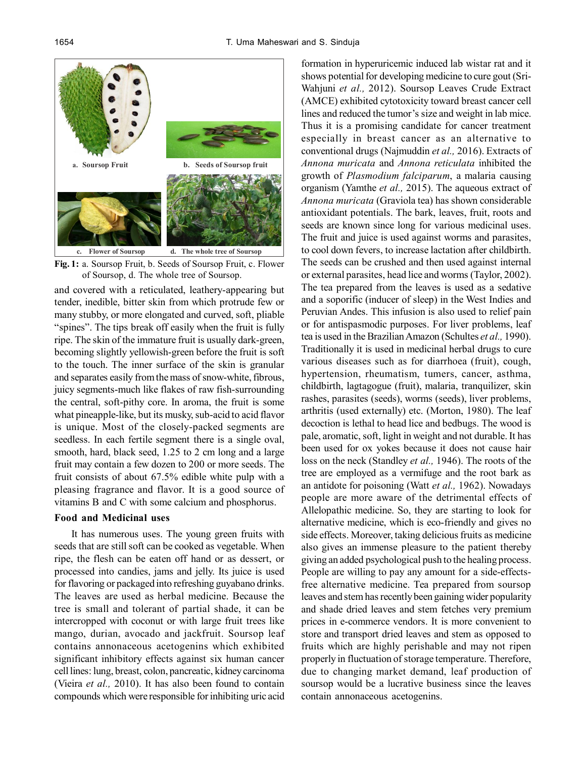a. Soursop Fruit b. Seeds of Soursop fruit c. Flower of Soursop d. The whole tree of Soursop

**Fig. 1:** a. Soursop Fruit, b. Seeds of Soursop Fruit, c. Flower of Soursop, d. The whole tree of Soursop.

and covered with a reticulated, leathery-appearing but tender, inedible, bitter skin from which protrude few or many stubby, or more elongated and curved, soft, pliable "spines". The tips break off easily when the fruit is fully ripe. The skin of the immature fruit is usually dark-green, becoming slightly yellowish-green before the fruit is soft to the touch. The inner surface of the skin is granular and separates easily from the mass of snow-white, fibrous, juicy segments-much like flakes of raw fish-surrounding the central, soft-pithy core. In aroma, the fruit is some what pineapple-like, but its musky, sub-acid to acid flavor is unique. Most of the closely-packed segments are seedless. In each fertile segment there is a single oval, smooth, hard, black seed, 1.25 to 2 cm long and a large fruit may contain a few dozen to 200 or more seeds. The fruit consists of about 67.5% edible white pulp with a pleasing fragrance and flavor. It is a good source of vitamins B and C with some calcium and phosphorus.

### Food and Medicinal uses

It has numerous uses. The young green fruits with seeds that are still soft can be cooked as vegetable. When ripe, the flesh can be eaten off hand or as dessert, or processed into candies, jams and jelly. Its juice is used for flavoring or packaged into refreshing guyabano drinks. The leaves are used as herbal medicine. Because the tree is small and tolerant of partial shade, it can be intercropped with coconut or with large fruit trees like mango, durian, avocado and jackfruit. Soursop leaf contains annonaceous acetogenins which exhibited significant inhibitory effects against six human cancer cell lines: lung, breast, colon, pancreatic, kidney carcinoma (Vieira *et al.,* 2010). It has also been found to contain compounds which were responsible for inhibiting uric acid formation in hyperuricemic induced lab wistar rat and it shows potential for developing medicine to cure gout (Sri-Wahjuni *et al.,* 2012). Soursop Leaves Crude Extract (AMCE) exhibited cytotoxicity toward breast cancer cell lines and reduced the tumor's size and weight in lab mice. Thus it is a promising candidate for cancer treatment especially in breast cancer as an alternative to conventional drugs (Najmuddin *et al.,* 2016). Extracts of *Annona muricata* and *Annona reticulata* inhibited the growth of *Plasmodium falciparum*, a malaria causing organism (Yamthe *et al.,* 2015). The aqueous extract of *Annona muricata* (Graviola tea) has shown considerable antioxidant potentials. The bark, leaves, fruit, roots and seeds are known since long for various medicinal uses. The fruit and juice is used against worms and parasites, to cool down fevers, to increase lactation after childbirth. The seeds can be crushed and then used against internal or external parasites, head lice and worms (Taylor, 2002). The tea prepared from the leaves is used as a sedative and a soporific (inducer of sleep) in the West Indies and Peruvian Andes. This infusion is also used to relief pain or for antispasmodic purposes. For liver problems, leaf tea is used in the Brazilian Amazon (Schultes *et al.,* 1990). Traditionally it is used in medicinal herbal drugs to cure various diseases such as for diarrhoea (fruit), cough, hypertension, rheumatism, tumers, cancer, asthma, childbirth, lagtagogue (fruit), malaria, tranquilizer, skin rashes, parasites (seeds), worms (seeds), liver problems, arthritis (used externally) etc. (Morton, 1980). The leaf decoction is lethal to head lice and bedbugs. The wood is pale, aromatic, soft, light in weight and not durable. It has been used for ox yokes because it does not cause hair loss on the neck (Standley *et al.,* 1946). The roots of the tree are employed as a vermifuge and the root bark as an antidote for poisoning (Watt *et al.,* 1962). Nowadays people are more aware of the detrimental effects of Allelopathic medicine. So, they are starting to look for alternative medicine, which is eco-friendly and gives no side effects. Moreover, taking delicious fruits as medicine also gives an immense pleasure to the patient thereby giving an added psychological push to the healing process. People are willing to pay any amount for a side-effects-free alternative medicine. Tea prepared from soursop leaves and stem has recently been gaining wider popularity and shade dried leaves and stem fetches very premium prices in e-commerce vendors. It is more convenient to store and transport dried leaves and stem as opposed to fruits which are highly perishable and may not ripen properly in fluctuation of storage temperature. Therefore, due to changing market demand, leaf production of soursop would be a lucrative business since the leaves contain annonaceous acetogenins.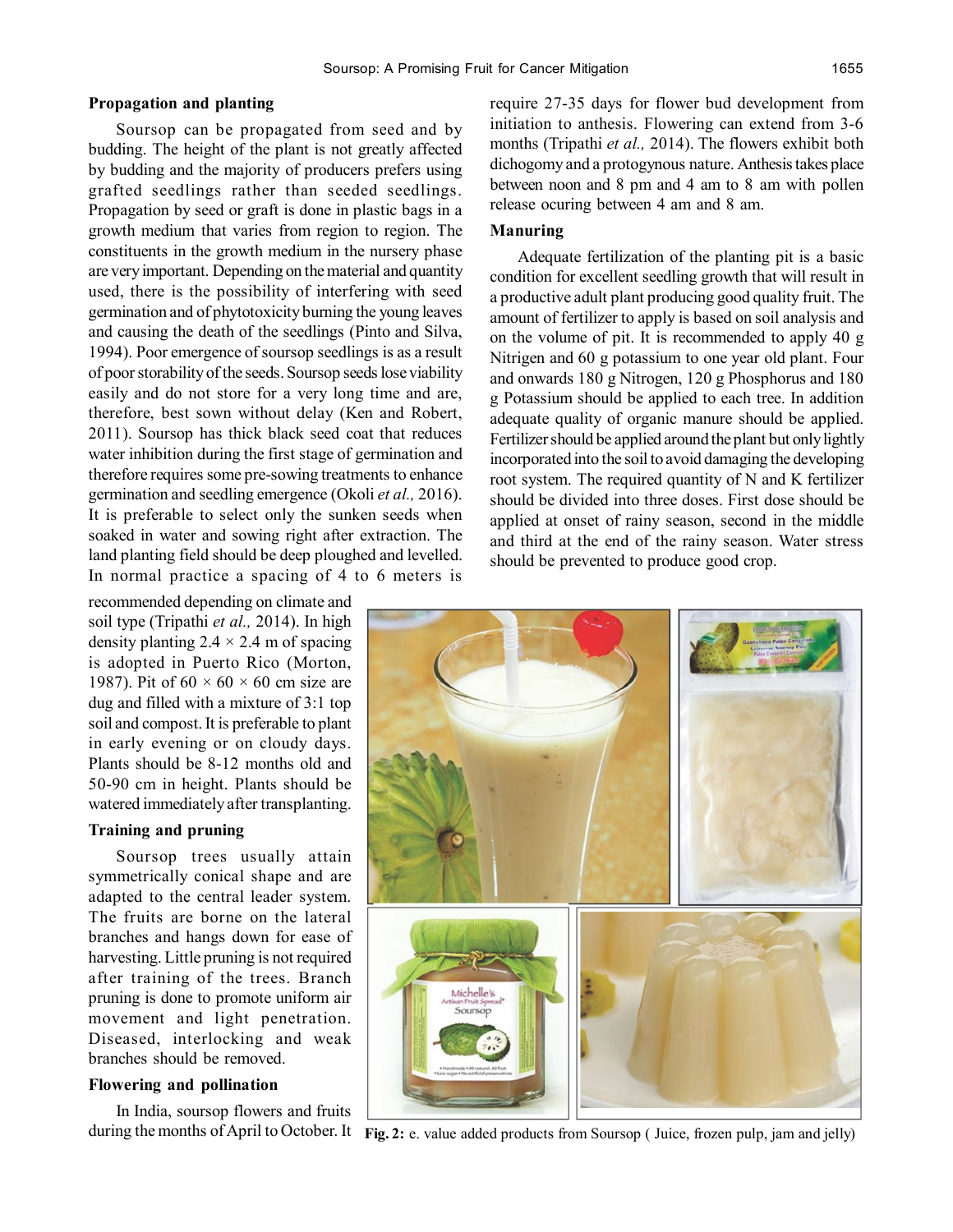## Propagation and planting

Soursop can be propagated from seed and by budding. The height of the plant is not greatly affected by budding and the majority of producers prefers using grafted seedlings rather than seeded seedlings. Propagation by seed or graft is done in plastic bags in a growth medium that varies from region to region. The constituents in the growth medium in the nursery phase are very important. Depending on the material and quantity used, there is the possibility of interfering with seed germination and of phytotoxicity burning the young leaves and causing the death of the seedlings (Pinto and Silva, 1994). Poor emergence of soursop seedlings is as a result of poor storability of the seeds. Soursop seeds lose viability easily and do not store for a very long time and are, therefore, best sown without delay (Ken and Robert, 2011). Soursop has thick black seed coat that reduces water inhibition during the first stage of germination and therefore requires some pre-sowing treatments to enhance germination and seedling emergence (Okoli *et al.,* 2016). It is preferable to select only the sunken seeds when soaked in water and sowing right after extraction. The land planting field should be deep ploughed and levelled. In normal practice a spacing of 4 to 6 meters is recommended depending on climate and soil type (Tripathi *et al.,* 2014). In high density planting 2.4 × 2.4 m of spacing is adopted in Puerto Rico (Morton, 1987). Pit of 60 × 60 × 60 cm size are dug and filled with a mixture of 3:1 top soil and compost. It is preferable to plant in early evening or on cloudy days. Plants should be 8-12 months old and 50-90 cm in height. Plants should be watered immediately after transplanting.

## Training and pruning

Soursop trees usually attain symmetrically conical shape and are adapted to the central leader system. The fruits are borne on the lateral branches and hangs down for ease of harvesting. Little pruning is not required after training of the trees. Branch pruning is done to promote uniform air movement and light penetration. Diseased, interlocking and weak branches should be removed.

## Flowering and pollination

In India, soursop flowers and fruits during the months of April to October. It require 27-35 days for flower bud development from initiation to anthesis. Flowering can extend from 3-6 months (Tripathi *et al.,* 2014). The flowers exhibit both dichogomy and a protogynous nature. Anthesis takes place between noon and 8 pm and 4 am to 8 am with pollen release ocuring between 4 am and 8 am.

## Manuring

Adequate fertilization of the planting pit is a basic condition for excellent seedling growth that will result in a productive adult plant producing good quality fruit. The amount of fertilizer to apply is based on soil analysis and on the volume of pit. It is recommended to apply 40 g Nitrigen and 60 g potassium to one year old plant. Four and onwards 180 g Nitrogen, 120 g Phosphorus and 180 g Potassium should be applied to each tree. In addition adequate quality of organic manure should be applied. Fertilizer should be applied around the plant but only lightly incorporated into the soil to avoid damaging the developing root system. The required quantity of N and K fertilizer should be divided into three doses. First dose should be applied at onset of rainy season, second in the middle and third at the end of the rainy season. Water stress should be prevented to produce good crop.

**Fig. 2:** e. value added products from Soursop ( Juice, frozen pulp, jam and jelly)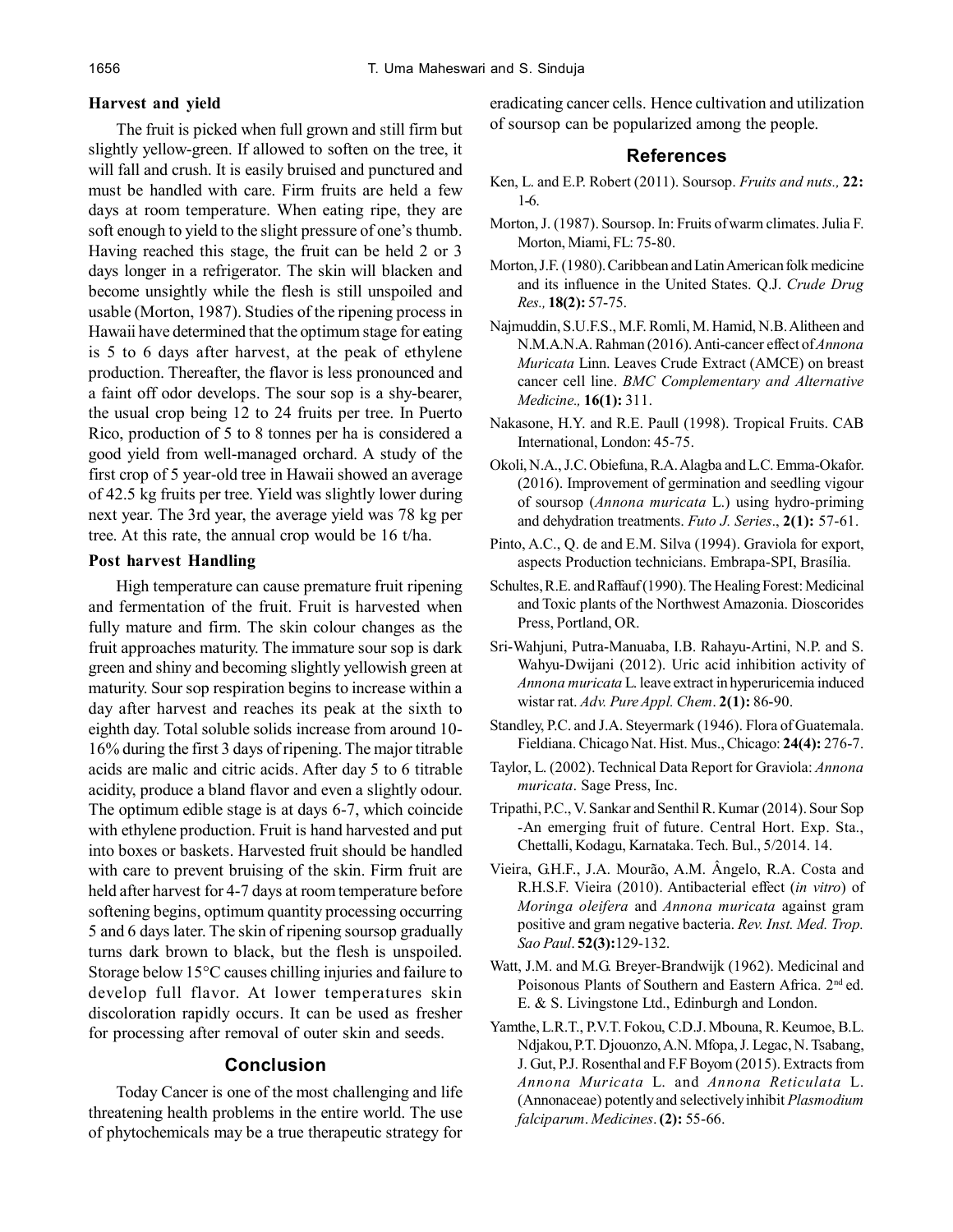### Harvest and yield

The fruit is picked when full grown and still firm but slightly yellow-green. If allowed to soften on the tree, it will fall and crush. It is easily bruised and punctured and must be handled with care. Firm fruits are held a few days at room temperature. When eating ripe, they are soft enough to yield to the slight pressure of one's thumb. Having reached this stage, the fruit can be held 2 or 3 days longer in a refrigerator. The skin will blacken and become unsightly while the flesh is still unspoiled and usable (Morton, 1987). Studies of the ripening process in Hawaii have determined that the optimum stage for eating is 5 to 6 days after harvest, at the peak of ethylene production. Thereafter, the flavor is less pronounced and a faint off odor develops. The sour sop is a shy-bearer, the usual crop being 12 to 24 fruits per tree. In Puerto Rico, production of 5 to 8 tonnes per ha is considered a good yield from well-managed orchard. A study of the first crop of 5 year-old tree in Hawaii showed an average of 42.5 kg fruits per tree. Yield was slightly lower during next year. The 3rd year, the average yield was 78 kg per tree. At this rate, the annual crop would be 16 t/ha.

### Post harvest Handling

High temperature can cause premature fruit ripening and fermentation of the fruit. Fruit is harvested when fully mature and firm. The skin colour changes as the fruit approaches maturity. The immature sour sop is dark green and shiny and becoming slightly yellowish green at maturity. Sour sop respiration begins to increase within a day after harvest and reaches its peak at the sixth to eighth day. Total soluble solids increase from around 10-16% during the first 3 days of ripening. The major titrable acids are malic and citric acids. After day 5 to 6 titrable acidity, produce a bland flavor and even a slightly odour. The optimum edible stage is at days 6-7, which coincide with ethylene production. Fruit is hand harvested and put into boxes or baskets. Harvested fruit should be handled with care to prevent bruising of the skin. Firm fruit are held after harvest for 4-7 days at room temperature before softening begins, optimum quantity processing occurring 5 and 6 days later. The skin of ripening soursop gradually turns dark brown to black, but the flesh is unspoiled. Storage below 15°C causes chilling injuries and failure to develop full flavor. At lower temperatures skin discoloration rapidly occurs. It can be used as fresher for processing after removal of outer skin and seeds.

## Conclusion

Today Cancer is one of the most challenging and life threatening health problems in the entire world. The use of phytochemicals may be a true therapeutic strategy for eradicating cancer cells. Hence cultivation and utilization of soursop can be popularized among the people.

## References

Ken, L. and E.P. Robert (2011). Soursop. *Fruits and nuts.,* **22:** 1-6.

Morton, J. (1987). Soursop. In: Fruits of warm climates. Julia F. Morton, Miami, FL: 75-80.

Morton, J.F. (1980). Caribbean and Latin American folk medicine and its influence in the United States. Q.J. *Crude Drug Res.,* **18(2):** 57-75.

Najmuddin, S.U.F.S., M.F. Romli, M. Hamid, N.B. Alitheen and N.M.A.N.A. Rahman (2016). Anti-cancer effect of *Annona Muricata* Linn. Leaves Crude Extract (AMCE) on breast cancer cell line. *BMC Complementary and Alternative Medicine.,* **16(1):** 311.

Nakasone, H.Y. and R.E. Paull (1998). Tropical Fruits. CAB International, London: 45-75.

Okoli, N.A., J.C. Obiefuna, R.A. Alagba and L.C. Emma-Okafor. (2016). Improvement of germination and seedling vigour of soursop (*Annona muricata* L.) using hydro-priming and dehydration treatments. *Futo J. Series*., **2(1):** 57-61.

Pinto, A.C., Q. de and E.M. Silva (1994). Graviola for export, aspects Production technicians. Embrapa-SPI, Brasília.

Schultes, R.E. and Raffauf (1990). The Healing Forest: Medicinal and Toxic plants of the Northwest Amazonia. Dioscorides Press, Portland, OR.

Sri-Wahjuni, Putra-Manuaba, I.B. Rahayu-Artini, N.P. and S. Wahyu-Dwijani (2012). Uric acid inhibition activity of *Annona muricata* L. leave extract in hyperuricemia induced wistar rat. *Adv. Pure Appl. Chem*. **2(1):** 86-90.

Standley, P.C. and J.A. Steyermark (1946). Flora of Guatemala. Fieldiana. Chicago Nat. Hist. Mus., Chicago: **24(4):** 276-7.

Taylor, L. (2002). Technical Data Report for Graviola: *Annona muricata*. Sage Press, Inc.

Tripathi, P.C., V. Sankar and Senthil R. Kumar (2014). Sour Sop -An emerging fruit of future. Central Hort. Exp. Sta., Chettalli, Kodagu, Karnataka. Tech. Bul., 5/2014. 14.

Vieira, G.H.F., J.A. Mourão, A.M. Ângelo, R.A. Costa and R.H.S.F. Vieira (2010). Antibacterial effect (*in vitro*) of *Moringa oleifera* and *Annona muricata* against gram positive and gram negative bacteria. *Rev. Inst. Med. Trop. Sao Paul*. **52(3):**129-132.

Watt, J.M. and M.G. Breyer-Brandwijk (1962). Medicinal and Poisonous Plants of Southern and Eastern Africa. 2nd ed. E. & S. Livingstone Ltd., Edinburgh and London.

Yamthe, L.R.T., P.V.T. Fokou, C.D.J. Mbouna, R. Keumoe, B.L. Ndjakou, P.T. Djouonzo, A.N. Mfopa, J. Legac, N. Tsabang, J. Gut, P.J. Rosenthal and F.F Boyom (2015). Extracts from *Annona Muricata* L. and *Annona Reticulata* L. (Annonaceae) potently and selectively inhibit *Plasmodium falciparum*. *Medicines*. **(2):** 55-66.